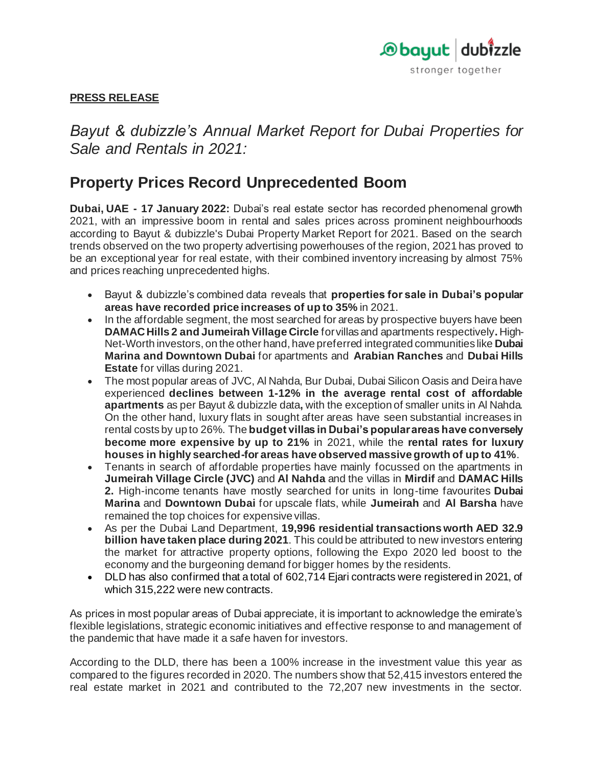**PRESS RELEASE**

*Bayut & dubizzle's Annual Market Report for Dubai Properties for Sale and Rentals in 2021:*

# Property Prices Record Unprecedented Boom

**Dubai, UAE - 17 January 2022:** Dubai's real estate sector has recorded phenomenal growth 2021, with an impressive boom in rental and sales prices across prominent neighbourhoods according to Bayut & dubizzle's Dubai Property Market Report for 2021. Based on the search trends observed on the two property advertising powerhouses of the region, 2021 has proved to be an exceptional year for real estate, with their combined inventory increasing by almost 75% and prices reaching unprecedented highs.

- Bayut & dubizzle's combined data reveals that **properties for sale in Dubai's popular areas have recorded price increases of up to 35%** in 2021.
- In the affordable segment, the most searched for areas by prospective buyers have been **DAMAC Hills 2 and Jumeirah Village Circle** for villas and apartments respectively**.** High-Net-Worth investors, on the other hand, have preferred integrated communities like **Dubai Marina and Downtown Dubai** for apartments and **Arabian Ranches** and **Dubai Hills Estate** for villas during 2021.
- The most popular areas of JVC, Al Nahda, Bur Dubai, Dubai Silicon Oasis and Deira have experienced **declines between 1-12% in the average rental cost of affordable apartments** as per Bayut & dubizzle data**,** with the exception of smaller units in Al Nahda. On the other hand, luxury flats in sought after areas have seen substantial increases in rental costs by up to 26%. The **budget villas in Dubai's popular areas have conversely become more expensive by up to 21%** in 2021, while the **rental rates for luxury houses in highly searched-for areas have observed massive growth of up to 41%**.
- Tenants in search of affordable properties have mainly focussed on the apartments in **Jumeirah Village Circle (JVC)** and **Al Nahda** and the villas in **Mirdif** and **DAMAC Hills 2.** High-income tenants have mostly searched for units in long-time favourites **Dubai Marina** and **Downtown Dubai** for upscale flats, while **Jumeirah** and **Al Barsha** have remained the top choices for expensive villas.
- As per the Dubai Land Department, **19,996 residential transactions worth AED 32.9 billion have taken place during 2021**. This could be attributed to new investors entering the market for attractive property options, following the Expo 2020 led boost to the economy and the burgeoning demand for bigger homes by the residents.
- DLD has also confirmed that a total of 602,714 Ejari contracts were registered in 2021, of which 315,222 were new contracts.

As prices in most popular areas of Dubai appreciate, it is important to acknowledge the emirate's flexible legislations, strategic economic initiatives and effective response to and management of the pandemic that have made it a safe haven for investors.

According to the DLD, there has been a 100% increase in the investment value this year as compared to the figures recorded in 2020. The numbers show that 52,415 investors entered the real estate market in 2021 and contributed to the 72,207 new investments in the sector.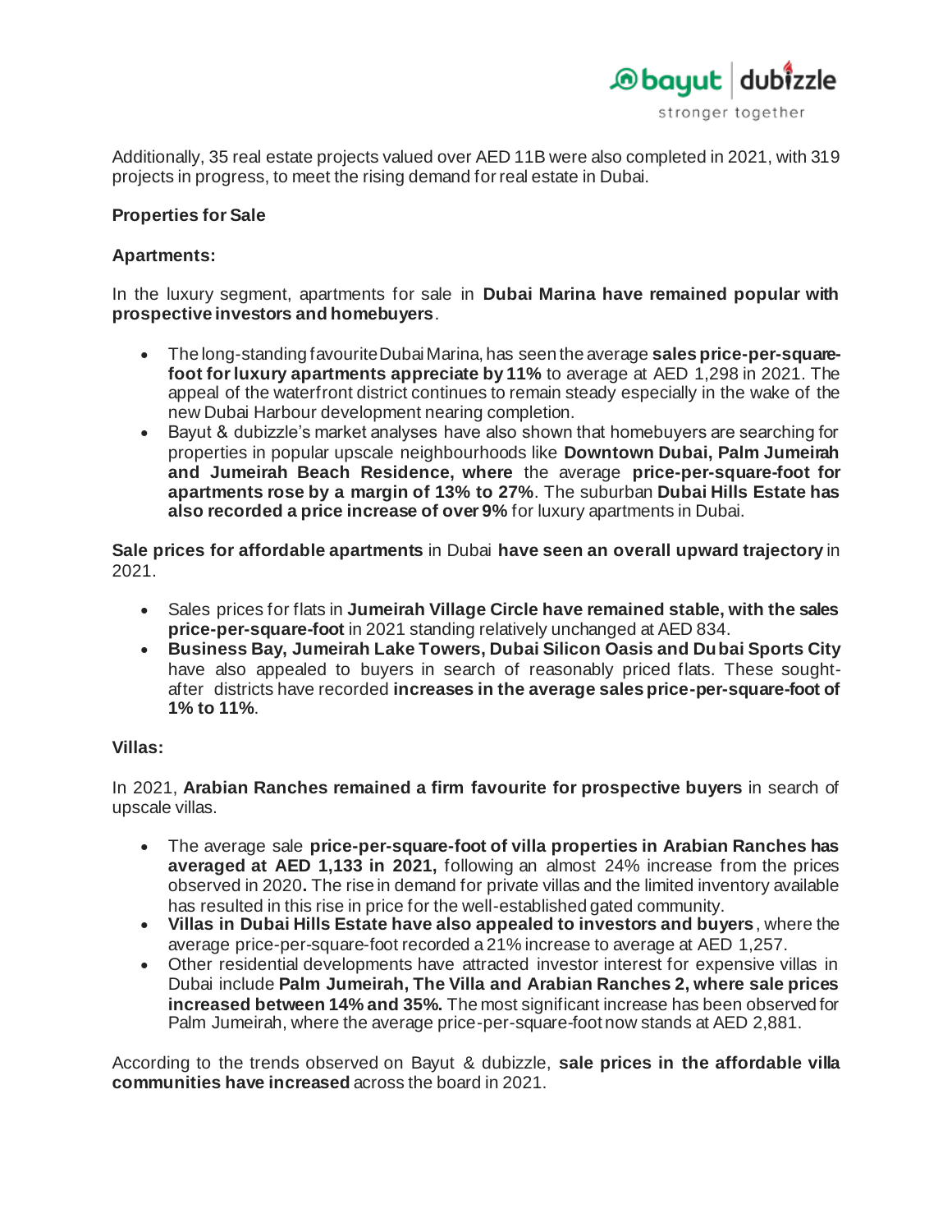Additionally, 35 real estate projects valued over AED 11B were also completed in 2021, with 319 projects in progress, to meet the rising demand for real estate in Dubai.

**Properties for Sale**

**Apartments:**

In the luxury segment, apartments for sale in **Dubai Marina have remained popular with prospective investors and homebuyers**.

- The long-standing favourite Dubai Marina, has seen the average **sales price-per-square-foot for luxury apartments appreciate by 11%** to average at AED 1,298 in 2021. The appeal of the waterfront district continues to remain steady especially in the wake of the new Dubai Harbour development nearing completion.
- Bayut & dubizzle's market analyses have also shown that homebuyers are searching for properties in popular upscale neighbourhoods like **Downtown Dubai, Palm Jumeirah and Jumeirah Beach Residence, where** the average **price-per-square-foot for apartments rose by a margin of 13% to 27%**. The suburban **Dubai Hills Estate has also recorded a price increase of over 9%** for luxury apartments in Dubai.

**Sale prices for affordable apartments** in Dubai **have seen an overall upward trajectory** in 2021.

- Sales prices for flats in **Jumeirah Village Circle have remained stable, with the sales price-per-square-foot** in 2021 standing relatively unchanged at AED 834.
- **Business Bay, Jumeirah Lake Towers, Dubai Silicon Oasis and Dubai Sports City** have also appealed to buyers in search of reasonably priced flats. These sought-after districts have recorded **increases in the average sales price-per-square-foot of 1% to 11%**.

**Villas:**

In 2021, **Arabian Ranches remained a firm favourite for prospective buyers** in search of upscale villas.

- The average sale **price-per-square-foot of villa properties in Arabian Ranches has averaged at AED 1,133 in 2021,** following an almost 24% increase from the prices observed in 2020**.** The rise in demand for private villas and the limited inventory available has resulted in this rise in price for the well-established gated community.
- **Villas in Dubai Hills Estate have also appealed to investors and buyers**, where the average price-per-square-foot recorded a 21% increase to average at AED 1,257.
- Other residential developments have attracted investor interest for expensive villas in Dubai include **Palm Jumeirah, The Villa and Arabian Ranches 2, where sale prices increased between 14% and 35%.** The most significant increase has been observed for Palm Jumeirah, where the average price-per-square-foot now stands at AED 2,881.

According to the trends observed on Bayut & dubizzle, **sale prices in the affordable villa communities have increased** across the board in 2021.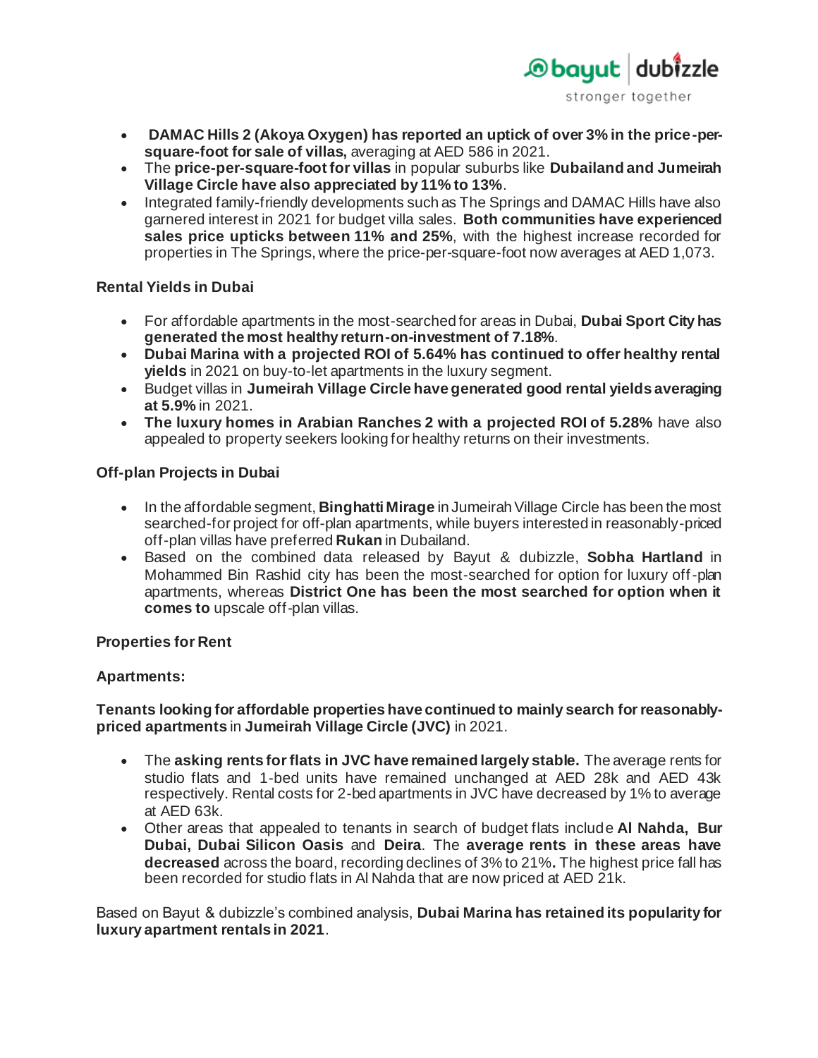- **DAMAC Hills 2 (Akoya Oxygen) has reported an uptick of over 3% in the price-per-square-foot for sale of villas,** averaging at AED 586 in 2021.
- The **price-per-square-foot for villas** in popular suburbs like **Dubailand and Jumeirah Village Circle have also appreciated by 11% to 13%**.
- Integrated family-friendly developments such as The Springs and DAMAC Hills have also garnered interest in 2021 for budget villa sales. **Both communities have experienced sales price upticks between 11% and 25%**, with the highest increase recorded for properties in The Springs, where the price-per-square-foot now averages at AED 1,073.

**Rental Yields in Dubai**

- For affordable apartments in the most-searched for areas in Dubai, **Dubai Sport City has generated the most healthy return-on-investment of 7.18%**.
- **Dubai Marina with a projected ROI of 5.64% has continued to offer healthy rental yields** in 2021 on buy-to-let apartments in the luxury segment.
- Budget villas in **Jumeirah Village Circle have generated good rental yields averaging at 5.9%** in 2021.
- **The luxury homes in Arabian Ranches 2 with a projected ROI of 5.28%** have also appealed to property seekers looking for healthy returns on their investments.

**Off-plan Projects in Dubai**

- In the affordable segment, **Binghatti Mirage** in Jumeirah Village Circle has been the most searched-for project for off-plan apartments, while buyers interested in reasonably-priced off-plan villas have preferred **Rukan** in Dubailand.
- Based on the combined data released by Bayut & dubizzle, **Sobha Hartland** in Mohammed Bin Rashid city has been the most-searched for option for luxury off-plan apartments, whereas **District One has been the most searched for option when it comes to** upscale off-plan villas.

**Properties for Rent**

**Apartments:**

**Tenants looking for affordable properties have continued to mainly search for reasonably-priced apartments** in **Jumeirah Village Circle (JVC)** in 2021.

- The **asking rents for flats in JVC have remained largely stable.** The average rents for studio flats and 1-bed units have remained unchanged at AED 28k and AED 43k respectively. Rental costs for 2-bed apartments in JVC have decreased by 1% to average at AED 63k.
- Other areas that appealed to tenants in search of budget flats include **Al Nahda, Bur Dubai, Dubai Silicon Oasis** and **Deira**. The **average rents in these areas have decreased** across the board, recording declines of 3% to 21%**.** The highest price fall has been recorded for studio flats in Al Nahda that are now priced at AED 21k.

Based on Bayut & dubizzle's combined analysis, **Dubai Marina has retained its popularity for luxury apartment rentals in 2021**.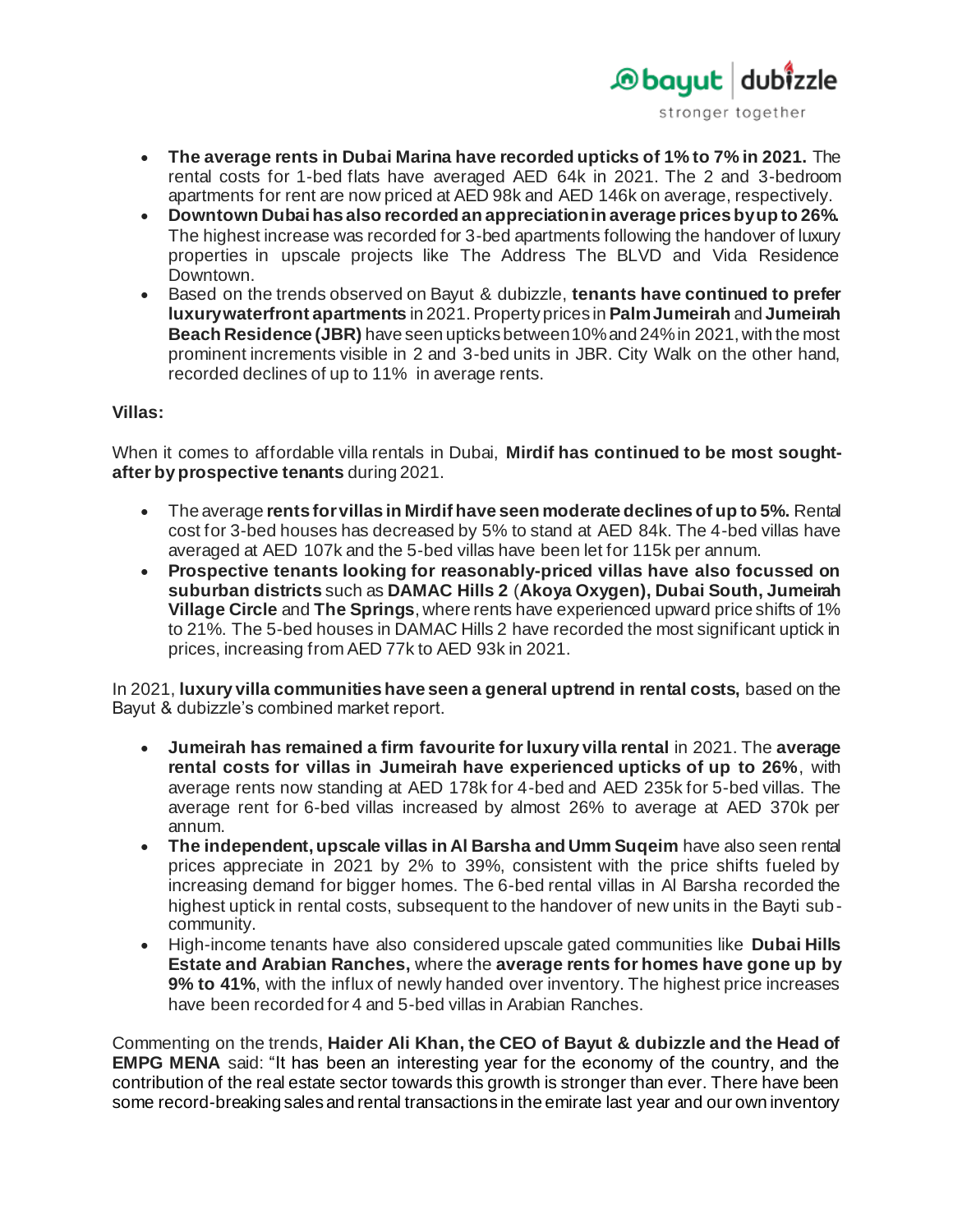- **The average rents in Dubai Marina have recorded upticks of 1% to 7% in 2021.** The rental costs for 1-bed flats have averaged AED 64k in 2021. The 2 and 3-bedroom apartments for rent are now priced at AED 98k and AED 146k on average, respectively.
- **Downtown Dubai has also recorded an appreciation in average prices by up to 26%.** The highest increase was recorded for 3-bed apartments following the handover of luxury properties in upscale projects like The Address The BLVD and Vida Residence Downtown.
- Based on the trends observed on Bayut & dubizzle, **tenants have continued to prefer luxury waterfront apartments** in 2021. Property prices in **Palm Jumeirah** and **Jumeirah Beach Residence (JBR)** have seen upticks between 10% and 24% in 2021, with the most prominent increments visible in 2 and 3-bed units in JBR. City Walk on the other hand, recorded declines of up to 11% in average rents.

**Villas:**

When it comes to affordable villa rentals in Dubai, **Mirdif has continued to be most sought-after by prospective tenants** during 2021.

- The average **rents for villas in Mirdif have seen moderate declines of up to 5%.** Rental cost for 3-bed houses has decreased by 5% to stand at AED 84k. The 4-bed villas have averaged at AED 107k and the 5-bed villas have been let for 115k per annum.
- **Prospective tenants looking for reasonably-priced villas have also focussed on suburban districts** such as **DAMAC Hills 2** (**Akoya Oxygen), Dubai South, Jumeirah Village Circle** and **The Springs**, where rents have experienced upward price shifts of 1% to 21%. The 5-bed houses in DAMAC Hills 2 have recorded the most significant uptick in prices, increasing from AED 77k to AED 93k in 2021.

In 2021, **luxury villa communities have seen a general uptrend in rental costs,** based on the Bayut & dubizzle's combined market report.

- **Jumeirah has remained a firm favourite for luxury villa rental** in 2021. The **average rental costs for villas in Jumeirah have experienced upticks of up to 26%**, with average rents now standing at AED 178k for 4-bed and AED 235k for 5-bed villas. The average rent for 6-bed villas increased by almost 26% to average at AED 370k per annum.
- **The independent, upscale villas in Al Barsha and Umm Suqeim** have also seen rental prices appreciate in 2021 by 2% to 39%, consistent with the price shifts fueled by increasing demand for bigger homes. The 6-bed rental villas in Al Barsha recorded the highest uptick in rental costs, subsequent to the handover of new units in the Bayti sub-community.
- High-income tenants have also considered upscale gated communities like **Dubai Hills Estate and Arabian Ranches,** where the **average rents for homes have gone up by 9% to 41%**, with the influx of newly handed over inventory. The highest price increases have been recorded for 4 and 5-bed villas in Arabian Ranches.

Commenting on the trends, **Haider Ali Khan, the CEO of Bayut & dubizzle and the Head of EMPG MENA** said: "It has been an interesting year for the economy of the country, and the contribution of the real estate sector towards this growth is stronger than ever. There have been some record-breaking sales and rental transactions in the emirate last year and our own inventory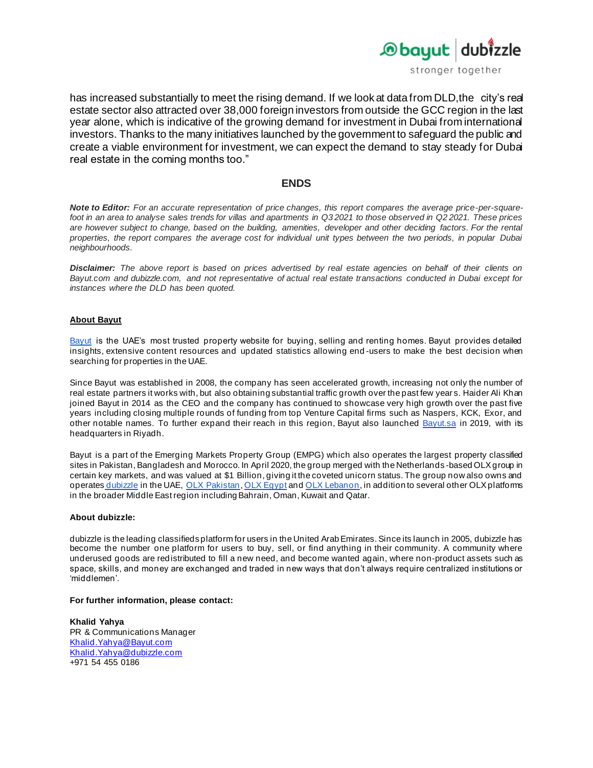has increased substantially to meet the rising demand. If we look at data from DLD, the city's real estate sector also attracted over 38,000 foreign investors from outside the GCC region in the last year alone, which is indicative of the growing demand for investment in Dubai from international investors. Thanks to the many initiatives launched by the government to safeguard the public and create a viable environment for investment, we can expect the demand to stay steady for Dubai real estate in the coming months too."

**ENDS**

***Note to Editor:*** *For an accurate representation of price changes, this report compares the average price-per-square-foot in an area to analyse sales trends for villas and apartments in Q3 2021 to those observed in Q2 2021. These prices are however subject to change, based on the building, amenities, developer and other deciding factors. For the rental properties, the report compares the average cost for individual unit types between the two periods, in popular Dubai neighbourhoods.*

***Disclaimer:*** *The above report is based on prices advertised by real estate agencies on behalf of their clients on Bayut.com and dubizzle.com, and not representative of actual real estate transactions conducted in Dubai except for instances where the DLD has been quoted.*

**About Bayut**

Bayut is the UAE's most trusted property website for buying, selling and renting homes. Bayut provides detailed insights, extensive content resources and updated statistics allowing end-users to make the best decision when searching for properties in the UAE.

Since Bayut was established in 2008, the company has seen accelerated growth, increasing not only the number of real estate partners it works with, but also obtaining substantial traffic growth over the past few years. Haider Ali Khan joined Bayut in 2014 as the CEO and the company has continued to showcase very high growth over the past five years including closing multiple rounds of funding from top Venture Capital firms such as Naspers, KCK, Exor, and other notable names. To further expand their reach in this region, Bayut also launched Bayut.sa in 2019, with its headquarters in Riyadh.

Bayut is a part of the Emerging Markets Property Group (EMPG) which also operates the largest property classified sites in Pakistan, Bangladesh and Morocco. In April 2020, the group merged with the Netherlands-based OLX group in certain key markets, and was valued at $1 Billion, giving it the coveted unicorn status. The group now also owns and operates dubizzle in the UAE, OLX Pakistan, OLX Egypt and OLX Lebanon, in addition to several other OLX platforms in the broader Middle East region including Bahrain, Oman, Kuwait and Qatar.

**About dubizzle:**

dubizzle is the leading classifieds platform for users in the United Arab Emirates. Since its launch in 2005, dubizzle has become the number one platform for users to buy, sell, or find anything in their community. A community where underused goods are redistributed to fill a new need, and become wanted again, where non-product assets such as space, skills, and money are exchanged and traded in new ways that don't always require centralized institutions or 'middlemen'.

**For further information, please contact:**

**Khalid Yahya**
PR & Communications Manager
Khalid.Yahya@Bayut.com
Khalid.Yahya@dubizzle.com
+971 54 455 0186